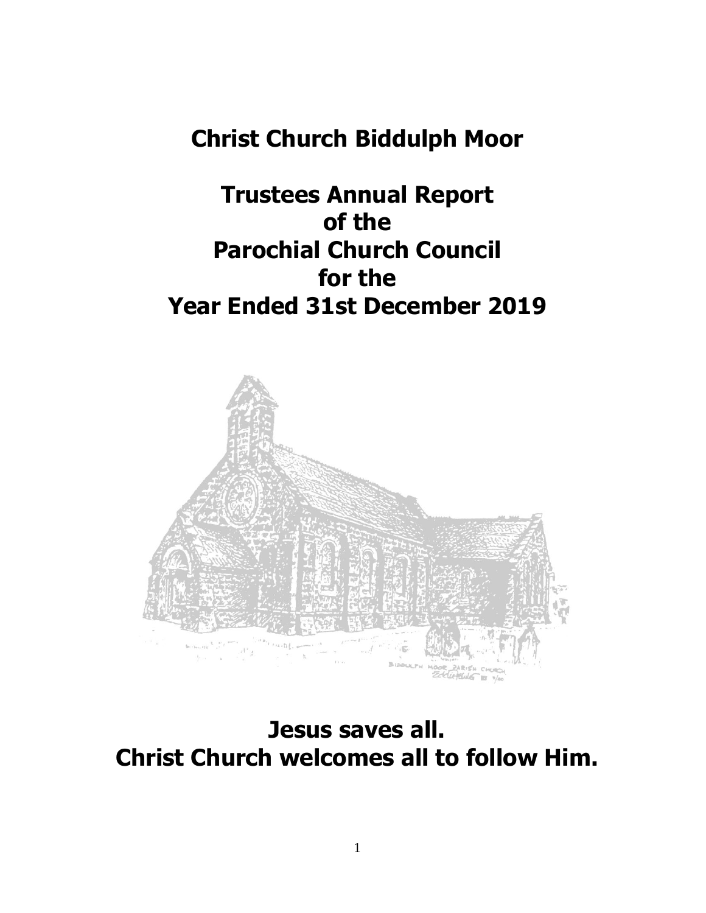# Christ Church Biddulph Moor

# Trustees Annual Report of the Parochial Church Council for the Year Ended 31st December 2019

## Jesus saves all. Christ Church welcomes all to follow Him.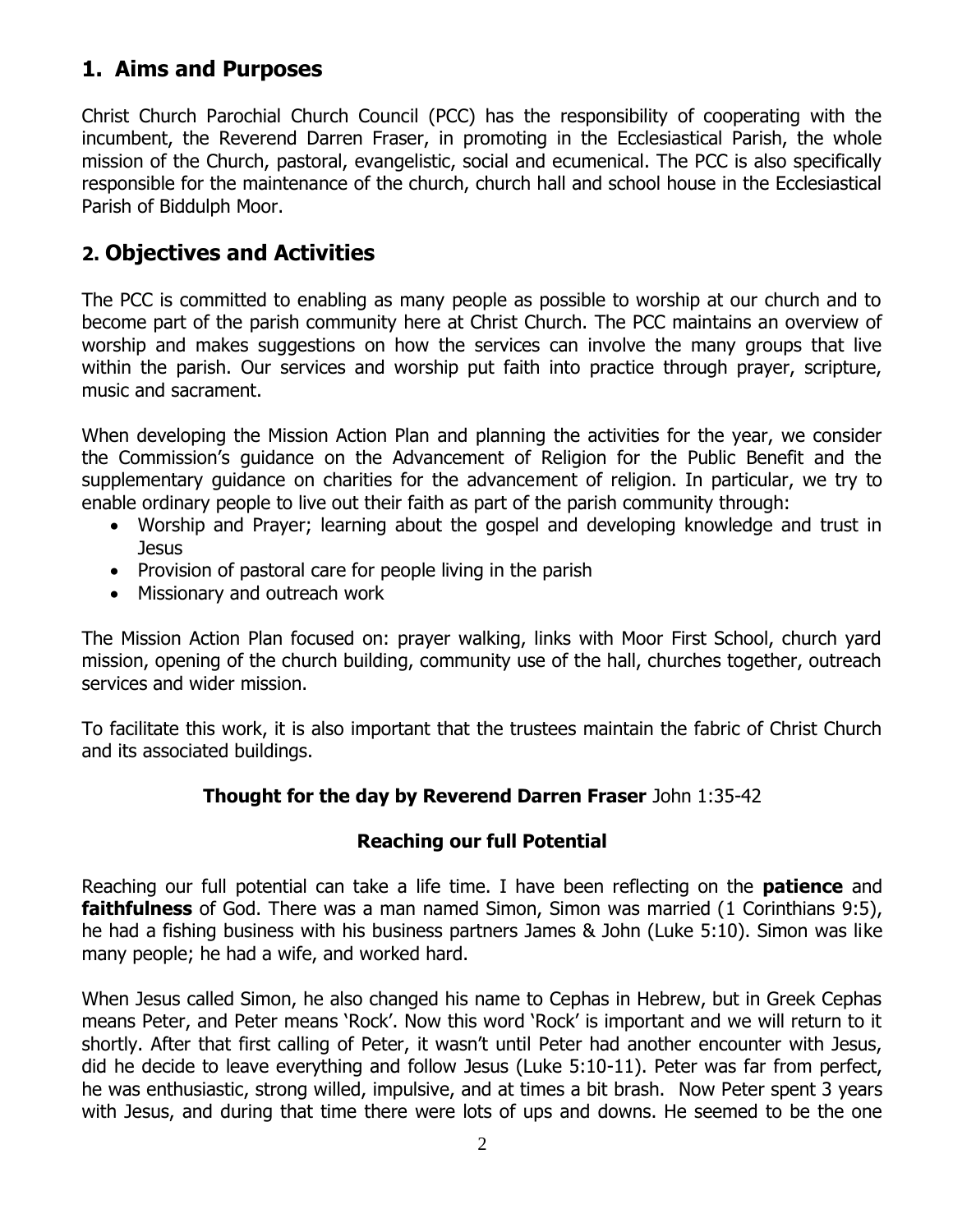## 1. Aims and Purposes

Christ Church Parochial Church Council (PCC) has the responsibility of cooperating with the incumbent, the Reverend Darren Fraser, in promoting in the Ecclesiastical Parish, the whole mission of the Church, pastoral, evangelistic, social and ecumenical. The PCC is also specifically responsible for the maintenance of the church, church hall and school house in the Ecclesiastical Parish of Biddulph Moor.

## 2. Objectives and Activities

The PCC is committed to enabling as many people as possible to worship at our church and to become part of the parish community here at Christ Church. The PCC maintains an overview of worship and makes suggestions on how the services can involve the many groups that live within the parish. Our services and worship put faith into practice through prayer, scripture, music and sacrament.

When developing the Mission Action Plan and planning the activities for the year, we consider the Commission's guidance on the Advancement of Religion for the Public Benefit and the supplementary guidance on charities for the advancement of religion. In particular, we try to enable ordinary people to live out their faith as part of the parish community through:

- Worship and Prayer; learning about the gospel and developing knowledge and trust in Jesus
- Provision of pastoral care for people living in the parish
- Missionary and outreach work

The Mission Action Plan focused on: prayer walking, links with Moor First School, church yard mission, opening of the church building, community use of the hall, churches together, outreach services and wider mission.

To facilitate this work, it is also important that the trustees maintain the fabric of Christ Church and its associated buildings.

**Thought for the day by Reverend Darren Fraser** John 1:35-42

**Reaching our full Potential**

Reaching our full potential can take a life time. I have been reflecting on the **patience** and **faithfulness** of God. There was a man named Simon, Simon was married (1 Corinthians 9:5), he had a fishing business with his business partners James & John (Luke 5:10). Simon was like many people; he had a wife, and worked hard.

When Jesus called Simon, he also changed his name to Cephas in Hebrew, but in Greek Cephas means Peter, and Peter means 'Rock'. Now this word 'Rock' is important and we will return to it shortly. After that first calling of Peter, it wasn't until Peter had another encounter with Jesus, did he decide to leave everything and follow Jesus (Luke 5:10-11). Peter was far from perfect, he was enthusiastic, strong willed, impulsive, and at times a bit brash. Now Peter spent 3 years with Jesus, and during that time there were lots of ups and downs. He seemed to be the one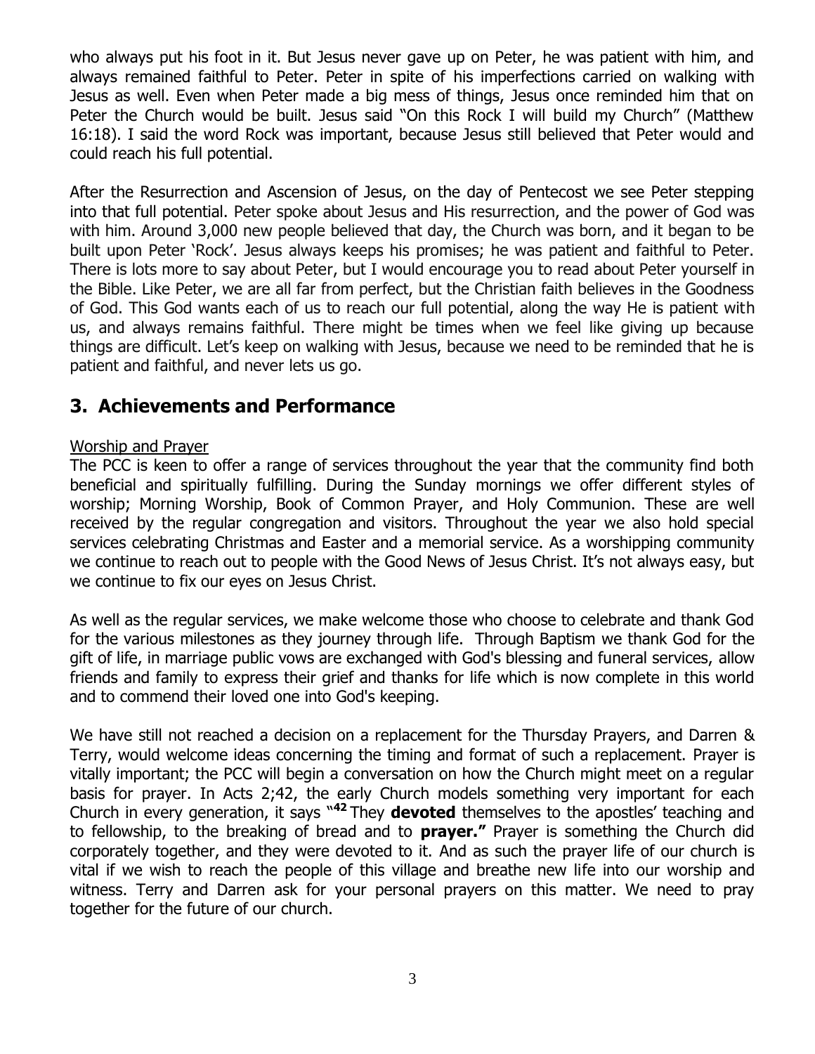who always put his foot in it. But Jesus never gave up on Peter, he was patient with him, and always remained faithful to Peter. Peter in spite of his imperfections carried on walking with Jesus as well. Even when Peter made a big mess of things, Jesus once reminded him that on Peter the Church would be built. Jesus said "On this Rock I will build my Church" (Matthew 16:18). I said the word Rock was important, because Jesus still believed that Peter would and could reach his full potential.

After the Resurrection and Ascension of Jesus, on the day of Pentecost we see Peter stepping into that full potential. Peter spoke about Jesus and His resurrection, and the power of God was with him. Around 3,000 new people believed that day, the Church was born, and it began to be built upon Peter 'Rock'. Jesus always keeps his promises; he was patient and faithful to Peter. There is lots more to say about Peter, but I would encourage you to read about Peter yourself in the Bible. Like Peter, we are all far from perfect, but the Christian faith believes in the Goodness of God. This God wants each of us to reach our full potential, along the way He is patient with us, and always remains faithful. There might be times when we feel like giving up because things are difficult. Let's keep on walking with Jesus, because we need to be reminded that he is patient and faithful, and never lets us go.

## 3. Achievements and Performance

Worship and Prayer

The PCC is keen to offer a range of services throughout the year that the community find both beneficial and spiritually fulfilling. During the Sunday mornings we offer different styles of worship; Morning Worship, Book of Common Prayer, and Holy Communion. These are well received by the regular congregation and visitors. Throughout the year we also hold special services celebrating Christmas and Easter and a memorial service. As a worshipping community we continue to reach out to people with the Good News of Jesus Christ. It's not always easy, but we continue to fix our eyes on Jesus Christ.

As well as the regular services, we make welcome those who choose to celebrate and thank God for the various milestones as they journey through life. Through Baptism we thank God for the gift of life, in marriage public vows are exchanged with God's blessing and funeral services, allow friends and family to express their grief and thanks for life which is now complete in this world and to commend their loved one into God's keeping.

We have still not reached a decision on a replacement for the Thursday Prayers, and Darren & Terry, would welcome ideas concerning the timing and format of such a replacement. Prayer is vitally important; the PCC will begin a conversation on how the Church might meet on a regular basis for prayer. In Acts 2;42, the early Church models something very important for each Church in every generation, it says "[42] They **devoted** themselves to the apostles' teaching and to fellowship, to the breaking of bread and to **prayer."** Prayer is something the Church did corporately together, and they were devoted to it. And as such the prayer life of our church is vital if we wish to reach the people of this village and breathe new life into our worship and witness. Terry and Darren ask for your personal prayers on this matter. We need to pray together for the future of our church.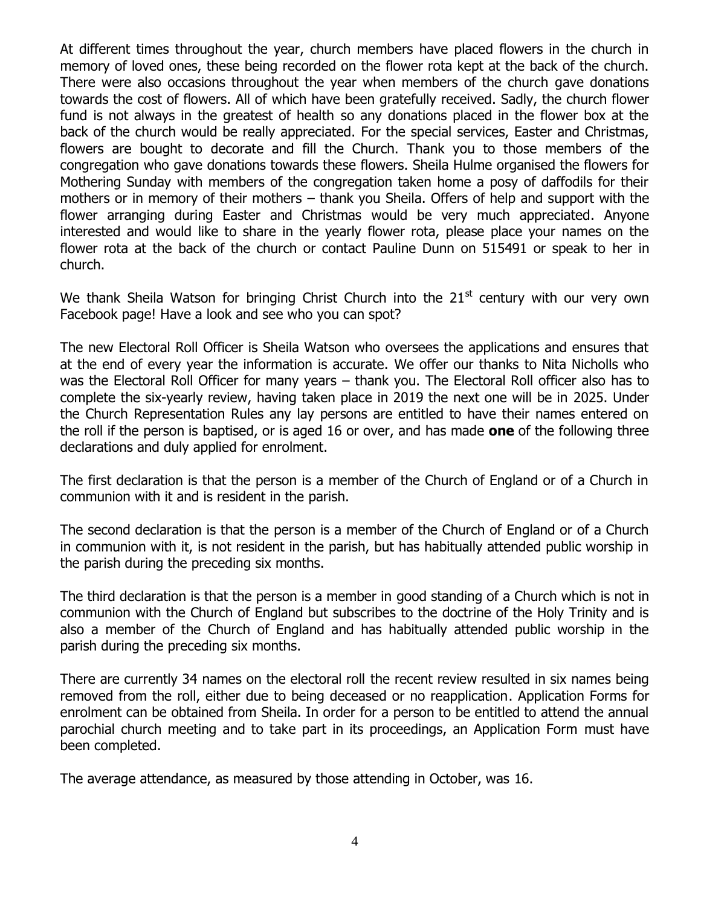At different times throughout the year, church members have placed flowers in the church in memory of loved ones, these being recorded on the flower rota kept at the back of the church. There were also occasions throughout the year when members of the church gave donations towards the cost of flowers. All of which have been gratefully received. Sadly, the church flower fund is not always in the greatest of health so any donations placed in the flower box at the back of the church would be really appreciated. For the special services, Easter and Christmas, flowers are bought to decorate and fill the Church. Thank you to those members of the congregation who gave donations towards these flowers. Sheila Hulme organised the flowers for Mothering Sunday with members of the congregation taken home a posy of daffodils for their mothers or in memory of their mothers – thank you Sheila. Offers of help and support with the flower arranging during Easter and Christmas would be very much appreciated. Anyone interested and would like to share in the yearly flower rota, please place your names on the flower rota at the back of the church or contact Pauline Dunn on 515491 or speak to her in church.

We thank Sheila Watson for bringing Christ Church into the 21st century with our very own Facebook page! Have a look and see who you can spot?

The new Electoral Roll Officer is Sheila Watson who oversees the applications and ensures that at the end of every year the information is accurate. We offer our thanks to Nita Nicholls who was the Electoral Roll Officer for many years – thank you. The Electoral Roll officer also has to complete the six-yearly review, having taken place in 2019 the next one will be in 2025. Under the Church Representation Rules any lay persons are entitled to have their names entered on the roll if the person is baptised, or is aged 16 or over, and has made **one** of the following three declarations and duly applied for enrolment.

The first declaration is that the person is a member of the Church of England or of a Church in communion with it and is resident in the parish.

The second declaration is that the person is a member of the Church of England or of a Church in communion with it, is not resident in the parish, but has habitually attended public worship in the parish during the preceding six months.

The third declaration is that the person is a member in good standing of a Church which is not in communion with the Church of England but subscribes to the doctrine of the Holy Trinity and is also a member of the Church of England and has habitually attended public worship in the parish during the preceding six months.

There are currently 34 names on the electoral roll the recent review resulted in six names being removed from the roll, either due to being deceased or no reapplication. Application Forms for enrolment can be obtained from Sheila. In order for a person to be entitled to attend the annual parochial church meeting and to take part in its proceedings, an Application Form must have been completed.

The average attendance, as measured by those attending in October, was 16.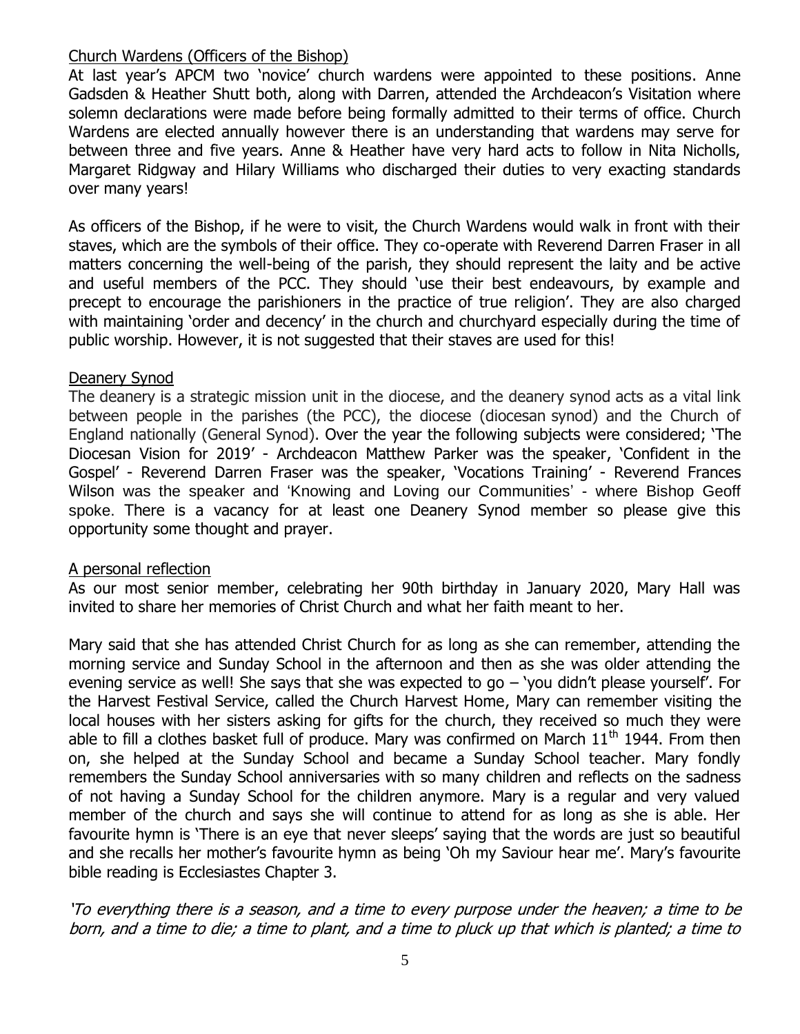## Church Wardens (Officers of the Bishop)

At last year's APCM two 'novice' church wardens were appointed to these positions. Anne Gadsden & Heather Shutt both, along with Darren, attended the Archdeacon's Visitation where solemn declarations were made before being formally admitted to their terms of office. Church Wardens are elected annually however there is an understanding that wardens may serve for between three and five years. Anne & Heather have very hard acts to follow in Nita Nicholls, Margaret Ridgway and Hilary Williams who discharged their duties to very exacting standards over many years!

As officers of the Bishop, if he were to visit, the Church Wardens would walk in front with their staves, which are the symbols of their office. They co-operate with Reverend Darren Fraser in all matters concerning the well-being of the parish, they should represent the laity and be active and useful members of the PCC. They should 'use their best endeavours, by example and precept to encourage the parishioners in the practice of true religion'. They are also charged with maintaining 'order and decency' in the church and churchyard especially during the time of public worship. However, it is not suggested that their staves are used for this!

## Deanery Synod

The deanery is a strategic mission unit in the diocese, and the deanery synod acts as a vital link between people in the parishes (the PCC), the diocese (diocesan synod) and the Church of England nationally (General Synod). Over the year the following subjects were considered; 'The Diocesan Vision for 2019' - Archdeacon Matthew Parker was the speaker, 'Confident in the Gospel' - Reverend Darren Fraser was the speaker, 'Vocations Training' - Reverend Frances Wilson was the speaker and 'Knowing and Loving our Communities' - where Bishop Geoff spoke. There is a vacancy for at least one Deanery Synod member so please give this opportunity some thought and prayer.

## A personal reflection

As our most senior member, celebrating her 90th birthday in January 2020, Mary Hall was invited to share her memories of Christ Church and what her faith meant to her.

Mary said that she has attended Christ Church for as long as she can remember, attending the morning service and Sunday School in the afternoon and then as she was older attending the evening service as well! She says that she was expected to go – 'you didn't please yourself'. For the Harvest Festival Service, called the Church Harvest Home, Mary can remember visiting the local houses with her sisters asking for gifts for the church, they received so much they were able to fill a clothes basket full of produce. Mary was confirmed on March 11th 1944. From then on, she helped at the Sunday School and became a Sunday School teacher. Mary fondly remembers the Sunday School anniversaries with so many children and reflects on the sadness of not having a Sunday School for the children anymore. Mary is a regular and very valued member of the church and says she will continue to attend for as long as she is able. Her favourite hymn is 'There is an eye that never sleeps' saying that the words are just so beautiful and she recalls her mother's favourite hymn as being 'Oh my Saviour hear me'. Mary's favourite bible reading is Ecclesiastes Chapter 3.

*'To everything there is a season, and a time to every purpose under the heaven; a time to be born, and a time to die; a time to plant, and a time to pluck up that which is planted; a time to*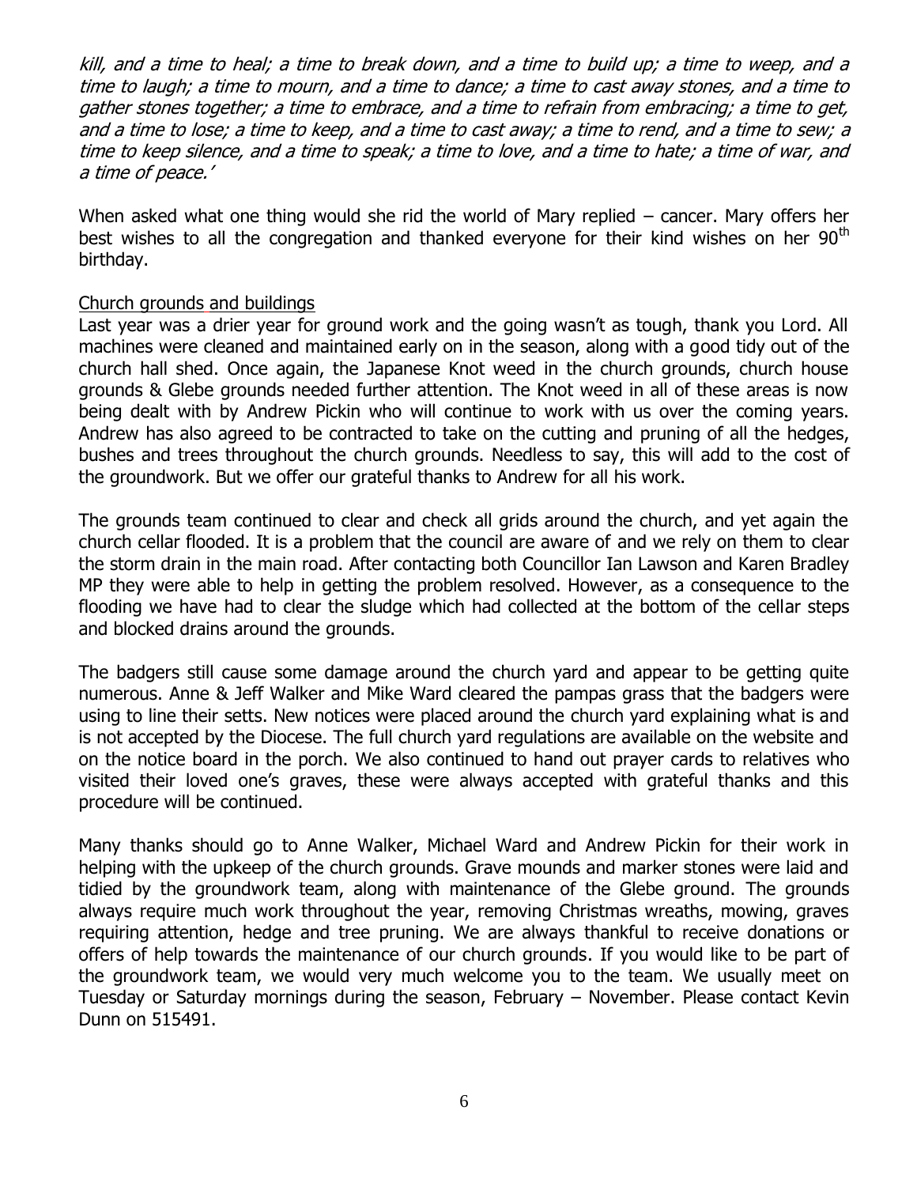*kill, and a time to heal; a time to break down, and a time to build up; a time to weep, and a time to laugh; a time to mourn, and a time to dance; a time to cast away stones, and a time to gather stones together; a time to embrace, and a time to refrain from embracing; a time to get, and a time to lose; a time to keep, and a time to cast away; a time to rend, and a time to sew; a time to keep silence, and a time to speak; a time to love, and a time to hate; a time of war, and a time of peace.'*

When asked what one thing would she rid the world of Mary replied – cancer. Mary offers her best wishes to all the congregation and thanked everyone for their kind wishes on her 90th birthday.

<u>Church grounds and buildings</u>

Last year was a drier year for ground work and the going wasn't as tough, thank you Lord. All machines were cleaned and maintained early on in the season, along with a good tidy out of the church hall shed. Once again, the Japanese Knot weed in the church grounds, church house grounds & Glebe grounds needed further attention. The Knot weed in all of these areas is now being dealt with by Andrew Pickin who will continue to work with us over the coming years. Andrew has also agreed to be contracted to take on the cutting and pruning of all the hedges, bushes and trees throughout the church grounds. Needless to say, this will add to the cost of the groundwork. But we offer our grateful thanks to Andrew for all his work.

The grounds team continued to clear and check all grids around the church, and yet again the church cellar flooded. It is a problem that the council are aware of and we rely on them to clear the storm drain in the main road. After contacting both Councillor Ian Lawson and Karen Bradley MP they were able to help in getting the problem resolved. However, as a consequence to the flooding we have had to clear the sludge which had collected at the bottom of the cellar steps and blocked drains around the grounds.

The badgers still cause some damage around the church yard and appear to be getting quite numerous. Anne & Jeff Walker and Mike Ward cleared the pampas grass that the badgers were using to line their setts. New notices were placed around the church yard explaining what is and is not accepted by the Diocese. The full church yard regulations are available on the website and on the notice board in the porch. We also continued to hand out prayer cards to relatives who visited their loved one's graves, these were always accepted with grateful thanks and this procedure will be continued.

Many thanks should go to Anne Walker, Michael Ward and Andrew Pickin for their work in helping with the upkeep of the church grounds. Grave mounds and marker stones were laid and tidied by the groundwork team, along with maintenance of the Glebe ground. The grounds always require much work throughout the year, removing Christmas wreaths, mowing, graves requiring attention, hedge and tree pruning. We are always thankful to receive donations or offers of help towards the maintenance of our church grounds. If you would like to be part of the groundwork team, we would very much welcome you to the team. We usually meet on Tuesday or Saturday mornings during the season, February – November. Please contact Kevin Dunn on 515491.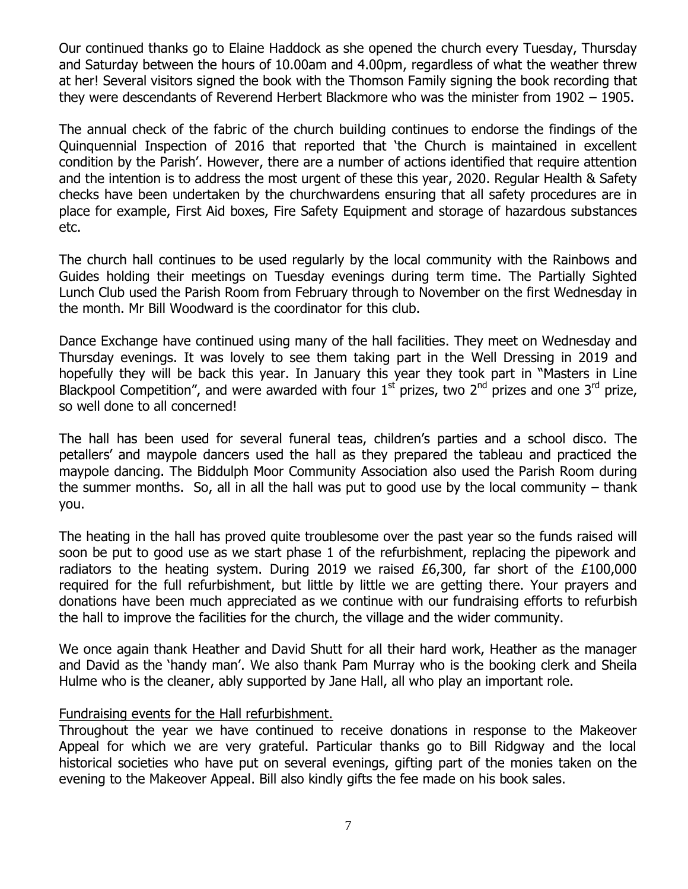Our continued thanks go to Elaine Haddock as she opened the church every Tuesday, Thursday and Saturday between the hours of 10.00am and 4.00pm, regardless of what the weather threw at her! Several visitors signed the book with the Thomson Family signing the book recording that they were descendants of Reverend Herbert Blackmore who was the minister from 1902 – 1905.

The annual check of the fabric of the church building continues to endorse the findings of the Quinquennial Inspection of 2016 that reported that 'the Church is maintained in excellent condition by the Parish'. However, there are a number of actions identified that require attention and the intention is to address the most urgent of these this year, 2020. Regular Health & Safety checks have been undertaken by the churchwardens ensuring that all safety procedures are in place for example, First Aid boxes, Fire Safety Equipment and storage of hazardous substances etc.

The church hall continues to be used regularly by the local community with the Rainbows and Guides holding their meetings on Tuesday evenings during term time. The Partially Sighted Lunch Club used the Parish Room from February through to November on the first Wednesday in the month. Mr Bill Woodward is the coordinator for this club.

Dance Exchange have continued using many of the hall facilities. They meet on Wednesday and Thursday evenings. It was lovely to see them taking part in the Well Dressing in 2019 and hopefully they will be back this year. In January this year they took part in "Masters in Line Blackpool Competition", and were awarded with four 1st prizes, two 2nd prizes and one 3rd prize, so well done to all concerned!

The hall has been used for several funeral teas, children's parties and a school disco. The petallers' and maypole dancers used the hall as they prepared the tableau and practiced the maypole dancing. The Biddulph Moor Community Association also used the Parish Room during the summer months. So, all in all the hall was put to good use by the local community – thank you.

The heating in the hall has proved quite troublesome over the past year so the funds raised will soon be put to good use as we start phase 1 of the refurbishment, replacing the pipework and radiators to the heating system. During 2019 we raised £6,300, far short of the £100,000 required for the full refurbishment, but little by little we are getting there. Your prayers and donations have been much appreciated as we continue with our fundraising efforts to refurbish the hall to improve the facilities for the church, the village and the wider community.

We once again thank Heather and David Shutt for all their hard work, Heather as the manager and David as the 'handy man'. We also thank Pam Murray who is the booking clerk and Sheila Hulme who is the cleaner, ably supported by Jane Hall, all who play an important role.

Fundraising events for the Hall refurbishment.

Throughout the year we have continued to receive donations in response to the Makeover Appeal for which we are very grateful. Particular thanks go to Bill Ridgway and the local historical societies who have put on several evenings, gifting part of the monies taken on the evening to the Makeover Appeal. Bill also kindly gifts the fee made on his book sales.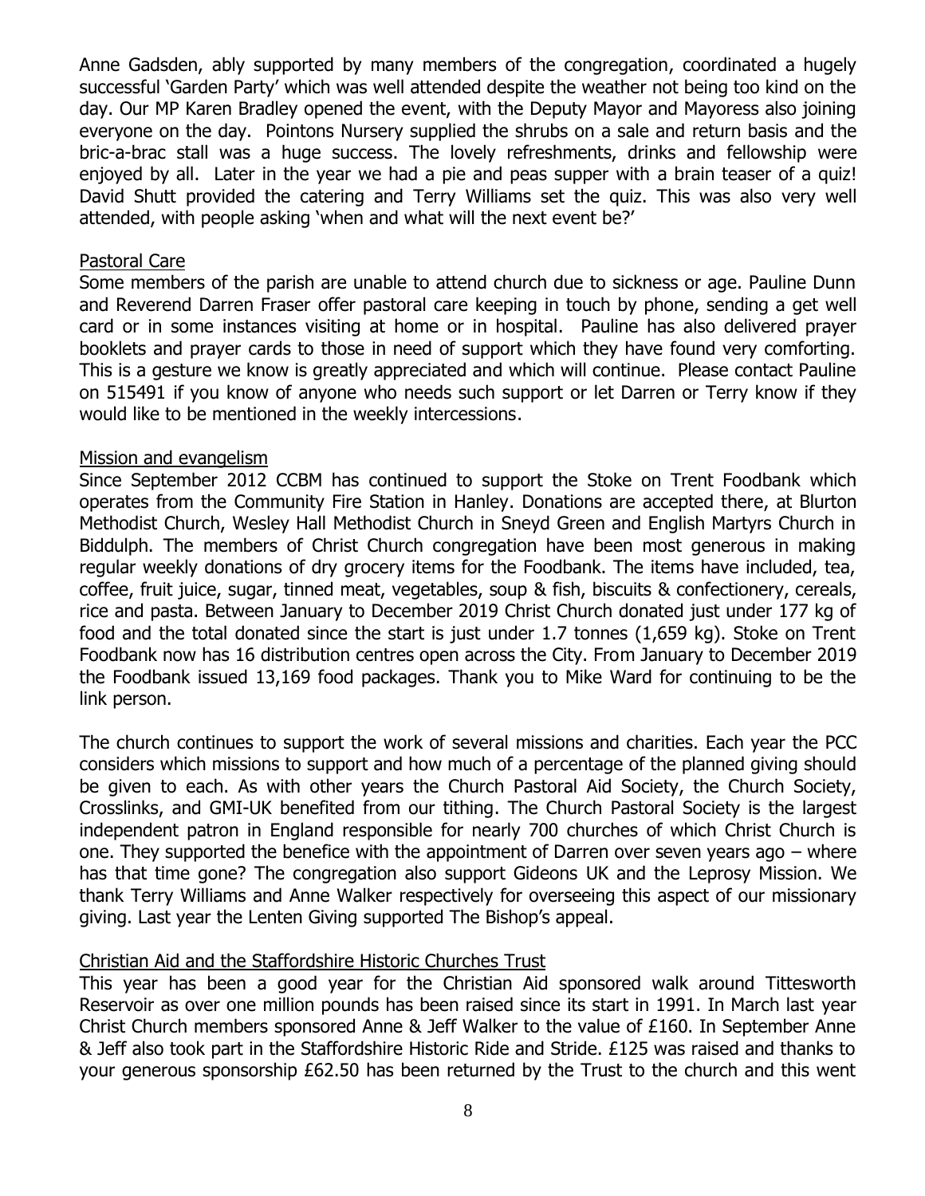Anne Gadsden, ably supported by many members of the congregation, coordinated a hugely successful 'Garden Party' which was well attended despite the weather not being too kind on the day. Our MP Karen Bradley opened the event, with the Deputy Mayor and Mayoress also joining everyone on the day. Pointons Nursery supplied the shrubs on a sale and return basis and the bric-a-brac stall was a huge success. The lovely refreshments, drinks and fellowship were enjoyed by all. Later in the year we had a pie and peas supper with a brain teaser of a quiz! David Shutt provided the catering and Terry Williams set the quiz. This was also very well attended, with people asking 'when and what will the next event be?'

## Pastoral Care

Some members of the parish are unable to attend church due to sickness or age. Pauline Dunn and Reverend Darren Fraser offer pastoral care keeping in touch by phone, sending a get well card or in some instances visiting at home or in hospital. Pauline has also delivered prayer booklets and prayer cards to those in need of support which they have found very comforting. This is a gesture we know is greatly appreciated and which will continue. Please contact Pauline on 515491 if you know of anyone who needs such support or let Darren or Terry know if they would like to be mentioned in the weekly intercessions.

## Mission and evangelism

Since September 2012 CCBM has continued to support the Stoke on Trent Foodbank which operates from the Community Fire Station in Hanley. Donations are accepted there, at Blurton Methodist Church, Wesley Hall Methodist Church in Sneyd Green and English Martyrs Church in Biddulph. The members of Christ Church congregation have been most generous in making regular weekly donations of dry grocery items for the Foodbank. The items have included, tea, coffee, fruit juice, sugar, tinned meat, vegetables, soup & fish, biscuits & confectionery, cereals, rice and pasta. Between January to December 2019 Christ Church donated just under 177 kg of food and the total donated since the start is just under 1.7 tonnes (1,659 kg). Stoke on Trent Foodbank now has 16 distribution centres open across the City. From January to December 2019 the Foodbank issued 13,169 food packages. Thank you to Mike Ward for continuing to be the link person.

The church continues to support the work of several missions and charities. Each year the PCC considers which missions to support and how much of a percentage of the planned giving should be given to each. As with other years the Church Pastoral Aid Society, the Church Society, Crosslinks, and GMI-UK benefited from our tithing. The Church Pastoral Society is the largest independent patron in England responsible for nearly 700 churches of which Christ Church is one. They supported the benefice with the appointment of Darren over seven years ago – where has that time gone? The congregation also support Gideons UK and the Leprosy Mission. We thank Terry Williams and Anne Walker respectively for overseeing this aspect of our missionary giving. Last year the Lenten Giving supported The Bishop's appeal.

## Christian Aid and the Staffordshire Historic Churches Trust

This year has been a good year for the Christian Aid sponsored walk around Tittesworth Reservoir as over one million pounds has been raised since its start in 1991. In March last year Christ Church members sponsored Anne & Jeff Walker to the value of £160. In September Anne & Jeff also took part in the Staffordshire Historic Ride and Stride. £125 was raised and thanks to your generous sponsorship £62.50 has been returned by the Trust to the church and this went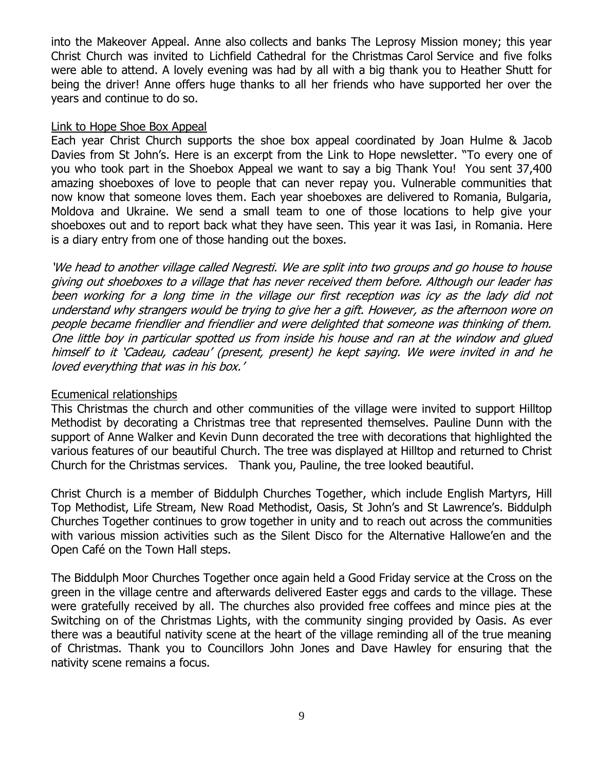into the Makeover Appeal. Anne also collects and banks The Leprosy Mission money; this year Christ Church was invited to Lichfield Cathedral for the Christmas Carol Service and five folks were able to attend. A lovely evening was had by all with a big thank you to Heather Shutt for being the driver! Anne offers huge thanks to all her friends who have supported her over the years and continue to do so.

## Link to Hope Shoe Box Appeal

Each year Christ Church supports the shoe box appeal coordinated by Joan Hulme & Jacob Davies from St John's. Here is an excerpt from the Link to Hope newsletter. "To every one of you who took part in the Shoebox Appeal we want to say a big Thank You! You sent 37,400 amazing shoeboxes of love to people that can never repay you. Vulnerable communities that now know that someone loves them. Each year shoeboxes are delivered to Romania, Bulgaria, Moldova and Ukraine. We send a small team to one of those locations to help give your shoeboxes out and to report back what they have seen. This year it was Iasi, in Romania. Here is a diary entry from one of those handing out the boxes.

*'We head to another village called Negresti. We are split into two groups and go house to house giving out shoeboxes to a village that has never received them before. Although our leader has been working for a long time in the village our first reception was icy as the lady did not understand why strangers would be trying to give her a gift. However, as the afternoon wore on people became friendlier and friendlier and were delighted that someone was thinking of them. One little boy in particular spotted us from inside his house and ran at the window and glued himself to it 'Cadeau, cadeau' (present, present) he kept saying. We were invited in and he loved everything that was in his box.'*

## Ecumenical relationships

This Christmas the church and other communities of the village were invited to support Hilltop Methodist by decorating a Christmas tree that represented themselves. Pauline Dunn with the support of Anne Walker and Kevin Dunn decorated the tree with decorations that highlighted the various features of our beautiful Church. The tree was displayed at Hilltop and returned to Christ Church for the Christmas services. Thank you, Pauline, the tree looked beautiful.

Christ Church is a member of Biddulph Churches Together, which include English Martyrs, Hill Top Methodist, Life Stream, New Road Methodist, Oasis, St John's and St Lawrence's. Biddulph Churches Together continues to grow together in unity and to reach out across the communities with various mission activities such as the Silent Disco for the Alternative Hallowe'en and the Open Café on the Town Hall steps.

The Biddulph Moor Churches Together once again held a Good Friday service at the Cross on the green in the village centre and afterwards delivered Easter eggs and cards to the village. These were gratefully received by all. The churches also provided free coffees and mince pies at the Switching on of the Christmas Lights, with the community singing provided by Oasis. As ever there was a beautiful nativity scene at the heart of the village reminding all of the true meaning of Christmas. Thank you to Councillors John Jones and Dave Hawley for ensuring that the nativity scene remains a focus.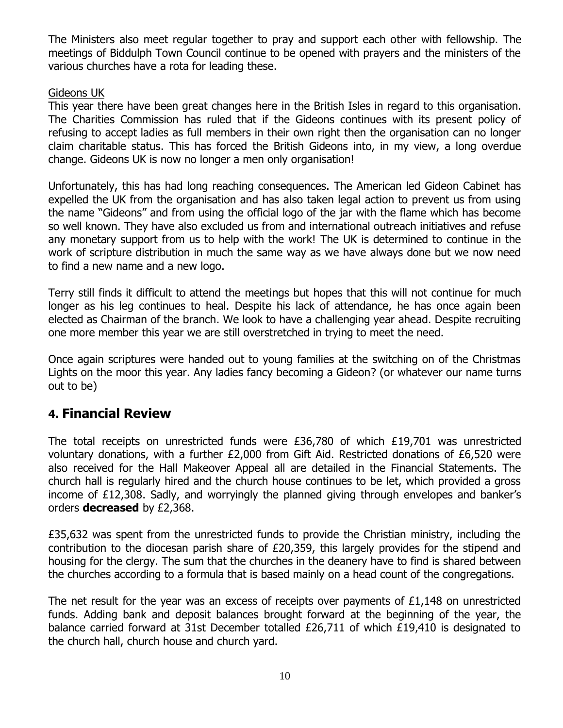The Ministers also meet regular together to pray and support each other with fellowship. The meetings of Biddulph Town Council continue to be opened with prayers and the ministers of the various churches have a rota for leading these.

Gideons UK

This year there have been great changes here in the British Isles in regard to this organisation. The Charities Commission has ruled that if the Gideons continues with its present policy of refusing to accept ladies as full members in their own right then the organisation can no longer claim charitable status. This has forced the British Gideons into, in my view, a long overdue change. Gideons UK is now no longer a men only organisation!

Unfortunately, this has had long reaching consequences. The American led Gideon Cabinet has expelled the UK from the organisation and has also taken legal action to prevent us from using the name "Gideons" and from using the official logo of the jar with the flame which has become so well known. They have also excluded us from and international outreach initiatives and refuse any monetary support from us to help with the work! The UK is determined to continue in the work of scripture distribution in much the same way as we have always done but we now need to find a new name and a new logo.

Terry still finds it difficult to attend the meetings but hopes that this will not continue for much longer as his leg continues to heal. Despite his lack of attendance, he has once again been elected as Chairman of the branch. We look to have a challenging year ahead. Despite recruiting one more member this year we are still overstretched in trying to meet the need.

Once again scriptures were handed out to young families at the switching on of the Christmas Lights on the moor this year. Any ladies fancy becoming a Gideon? (or whatever our name turns out to be)

## 4. Financial Review

The total receipts on unrestricted funds were £36,780 of which £19,701 was unrestricted voluntary donations, with a further £2,000 from Gift Aid. Restricted donations of £6,520 were also received for the Hall Makeover Appeal all are detailed in the Financial Statements. The church hall is regularly hired and the church house continues to be let, which provided a gross income of £12,308. Sadly, and worryingly the planned giving through envelopes and banker's orders **decreased** by £2,368.

£35,632 was spent from the unrestricted funds to provide the Christian ministry, including the contribution to the diocesan parish share of £20,359, this largely provides for the stipend and housing for the clergy. The sum that the churches in the deanery have to find is shared between the churches according to a formula that is based mainly on a head count of the congregations.

The net result for the year was an excess of receipts over payments of £1,148 on unrestricted funds. Adding bank and deposit balances brought forward at the beginning of the year, the balance carried forward at 31st December totalled £26,711 of which £19,410 is designated to the church hall, church house and church yard.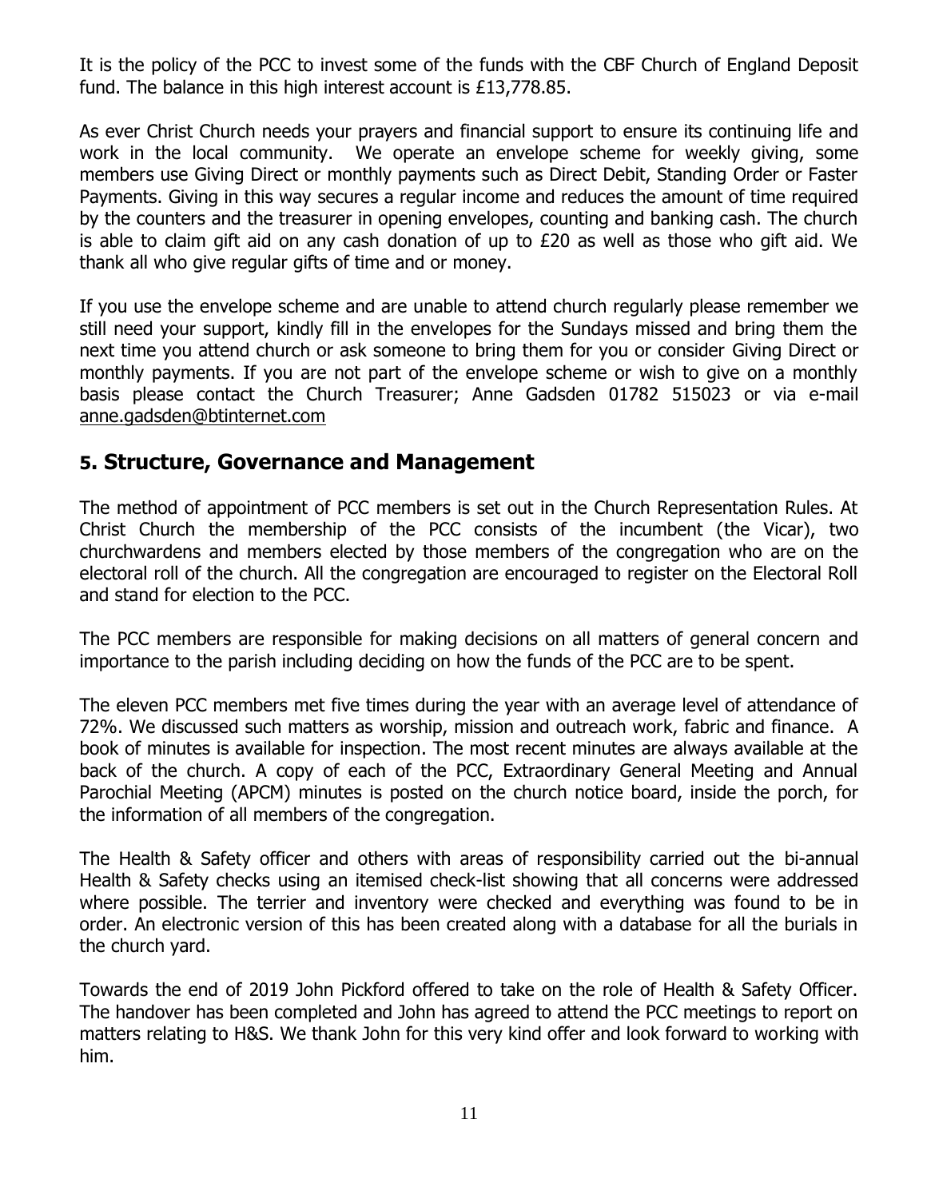It is the policy of the PCC to invest some of the funds with the CBF Church of England Deposit fund. The balance in this high interest account is £13,778.85.

As ever Christ Church needs your prayers and financial support to ensure its continuing life and work in the local community. We operate an envelope scheme for weekly giving, some members use Giving Direct or monthly payments such as Direct Debit, Standing Order or Faster Payments. Giving in this way secures a regular income and reduces the amount of time required by the counters and the treasurer in opening envelopes, counting and banking cash. The church is able to claim gift aid on any cash donation of up to £20 as well as those who gift aid. We thank all who give regular gifts of time and or money.

If you use the envelope scheme and are unable to attend church regularly please remember we still need your support, kindly fill in the envelopes for the Sundays missed and bring them the next time you attend church or ask someone to bring them for you or consider Giving Direct or monthly payments. If you are not part of the envelope scheme or wish to give on a monthly basis please contact the Church Treasurer; Anne Gadsden 01782 515023 or via e-mail anne.gadsden@btinternet.com

## 5. Structure, Governance and Management

The method of appointment of PCC members is set out in the Church Representation Rules. At Christ Church the membership of the PCC consists of the incumbent (the Vicar), two churchwardens and members elected by those members of the congregation who are on the electoral roll of the church. All the congregation are encouraged to register on the Electoral Roll and stand for election to the PCC.

The PCC members are responsible for making decisions on all matters of general concern and importance to the parish including deciding on how the funds of the PCC are to be spent.

The eleven PCC members met five times during the year with an average level of attendance of 72%. We discussed such matters as worship, mission and outreach work, fabric and finance. A book of minutes is available for inspection. The most recent minutes are always available at the back of the church. A copy of each of the PCC, Extraordinary General Meeting and Annual Parochial Meeting (APCM) minutes is posted on the church notice board, inside the porch, for the information of all members of the congregation.

The Health & Safety officer and others with areas of responsibility carried out the bi-annual Health & Safety checks using an itemised check-list showing that all concerns were addressed where possible. The terrier and inventory were checked and everything was found to be in order. An electronic version of this has been created along with a database for all the burials in the church yard.

Towards the end of 2019 John Pickford offered to take on the role of Health & Safety Officer. The handover has been completed and John has agreed to attend the PCC meetings to report on matters relating to H&S. We thank John for this very kind offer and look forward to working with him.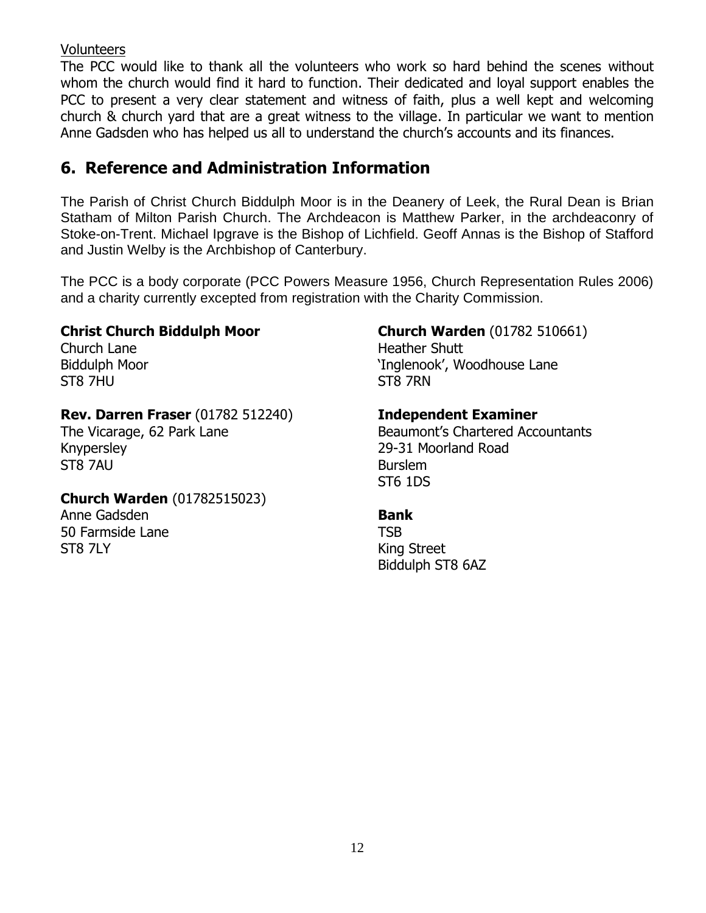<u>Volunteers</u>

The PCC would like to thank all the volunteers who work so hard behind the scenes without whom the church would find it hard to function. Their dedicated and loyal support enables the PCC to present a very clear statement and witness of faith, plus a well kept and welcoming church & church yard that are a great witness to the village. In particular we want to mention Anne Gadsden who has helped us all to understand the church's accounts and its finances.

## 6. Reference and Administration Information

The Parish of Christ Church Biddulph Moor is in the Deanery of Leek, the Rural Dean is Brian Statham of Milton Parish Church. The Archdeacon is Matthew Parker, in the archdeaconry of Stoke-on-Trent. Michael Ipgrave is the Bishop of Lichfield. Geoff Annas is the Bishop of Stafford and Justin Welby is the Archbishop of Canterbury.

The PCC is a body corporate (PCC Powers Measure 1956, Church Representation Rules 2006) and a charity currently excepted from registration with the Charity Commission.

**Christ Church Biddulph Moor**
Church Lane
Biddulph Moor
ST8 7HU

**Rev. Darren Fraser** (01782 512240)
The Vicarage, 62 Park Lane
Knypersley
ST8 7AU

**Church Warden** (01782515023)
Anne Gadsden
50 Farmside Lane
ST8 7LY

**Church Warden** (01782 510661)
Heather Shutt
'Inglenook', Woodhouse Lane
ST8 7RN

**Independent Examiner**
Beaumont's Chartered Accountants
29-31 Moorland Road
Burslem
ST6 1DS

**Bank**
TSB
King Street
Biddulph ST8 6AZ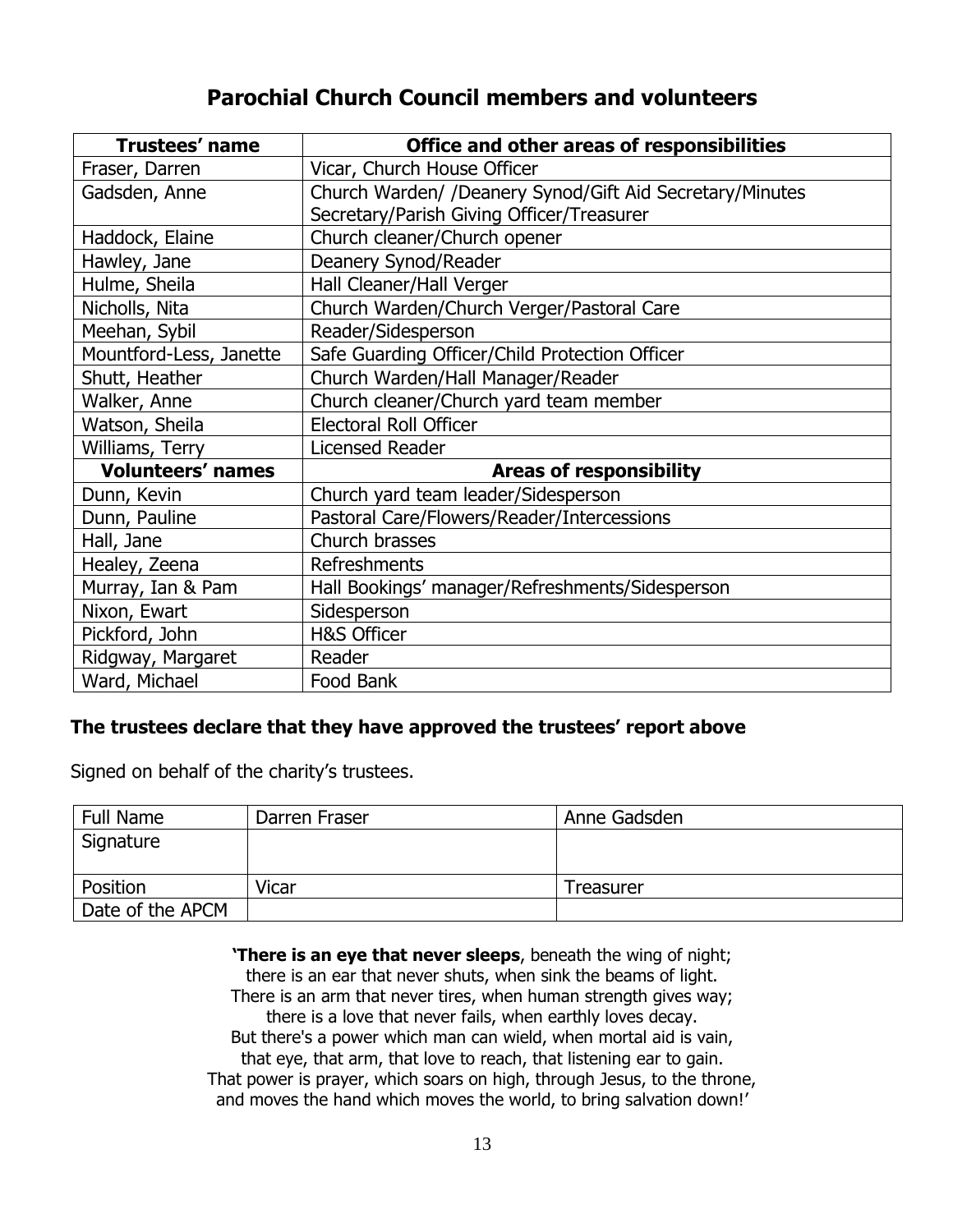# Parochial Church Council members and volunteers

| Trustees' name | Office and other areas of responsibilities |
|---|---|
| Fraser, Darren | Vicar, Church House Officer |
| Gadsden, Anne | Church Warden/ /Deanery Synod/Gift Aid Secretary/Minutes Secretary/Parish Giving Officer/Treasurer |
| Haddock, Elaine | Church cleaner/Church opener |
| Hawley, Jane | Deanery Synod/Reader |
| Hulme, Sheila | Hall Cleaner/Hall Verger |
| Nicholls, Nita | Church Warden/Church Verger/Pastoral Care |
| Meehan, Sybil | Reader/Sidesperson |
| Mountford-Less, Janette | Safe Guarding Officer/Child Protection Officer |
| Shutt, Heather | Church Warden/Hall Manager/Reader |
| Walker, Anne | Church cleaner/Church yard team member |
| Watson, Sheila | Electoral Roll Officer |
| Williams, Terry | Licensed Reader |
| **Volunteers' names** | **Areas of responsibility** |
| Dunn, Kevin | Church yard team leader/Sidesperson |
| Dunn, Pauline | Pastoral Care/Flowers/Reader/Intercessions |
| Hall, Jane | Church brasses |
| Healey, Zeena | Refreshments |
| Murray, Ian & Pam | Hall Bookings' manager/Refreshments/Sidesperson |
| Nixon, Ewart | Sidesperson |
| Pickford, John | H&S Officer |
| Ridgway, Margaret | Reader |
| Ward, Michael | Food Bank |

### The trustees declare that they have approved the trustees' report above

Signed on behalf of the charity's trustees.

| | | |
|---|---|---|
| Full Name | Darren Fraser | Anne Gadsden |
| Signature | | |
| Position | Vicar | Treasurer |
| Date of the APCM | | |

**'There is an eye that never sleeps**, beneath the wing of night;
there is an ear that never shuts, when sink the beams of light.
There is an arm that never tires, when human strength gives way;
there is a love that never fails, when earthly loves decay.
But there's a power which man can wield, when mortal aid is vain,
that eye, that arm, that love to reach, that listening ear to gain.
That power is prayer, which soars on high, through Jesus, to the throne,
and moves the hand which moves the world, to bring salvation down!'